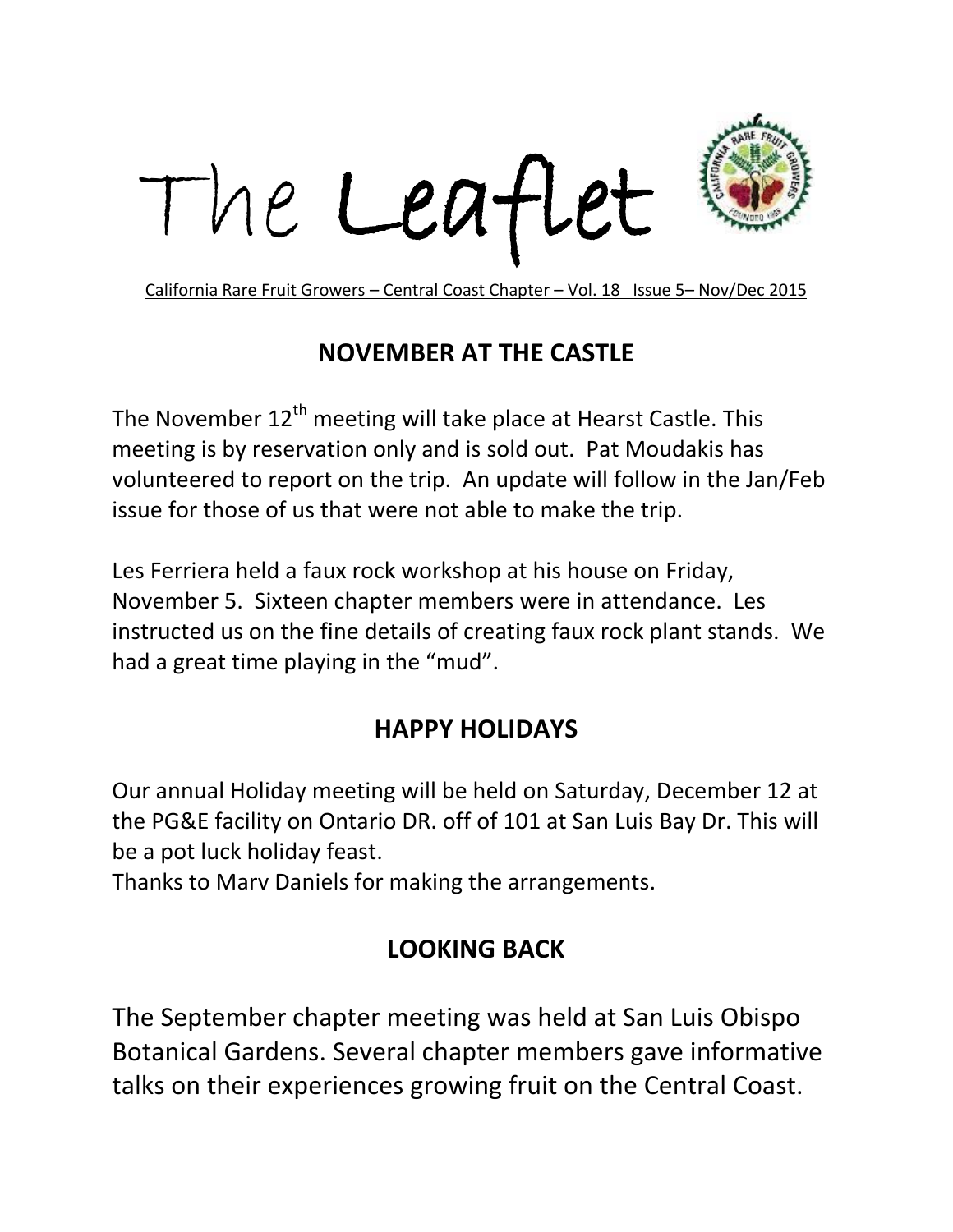# The Leaflet

California Rare Fruit Growers – Central Coast Chapter – Vol. 18 Issue 5– Nov/Dec 2015

## NOVEMBER AT THE CASTLE

The November 12th meeting will take place at Hearst Castle. This meeting is by reservation only and is sold out. Pat Moudakis has volunteered to report on the trip. An update will follow in the Jan/Feb issue for those of us that were not able to make the trip.

Les Ferriera held a faux rock workshop at his house on Friday, November 5. Sixteen chapter members were in attendance. Les instructed us on the fine details of creating faux rock plant stands. We had a great time playing in the "mud".

## HAPPY HOLIDAYS

Our annual Holiday meeting will be held on Saturday, December 12 at the PG&E facility on Ontario DR. off of 101 at San Luis Bay Dr. This will be a pot luck holiday feast.

Thanks to Marv Daniels for making the arrangements.

## LOOKING BACK

The September chapter meeting was held at San Luis Obispo Botanical Gardens. Several chapter members gave informative talks on their experiences growing fruit on the Central Coast.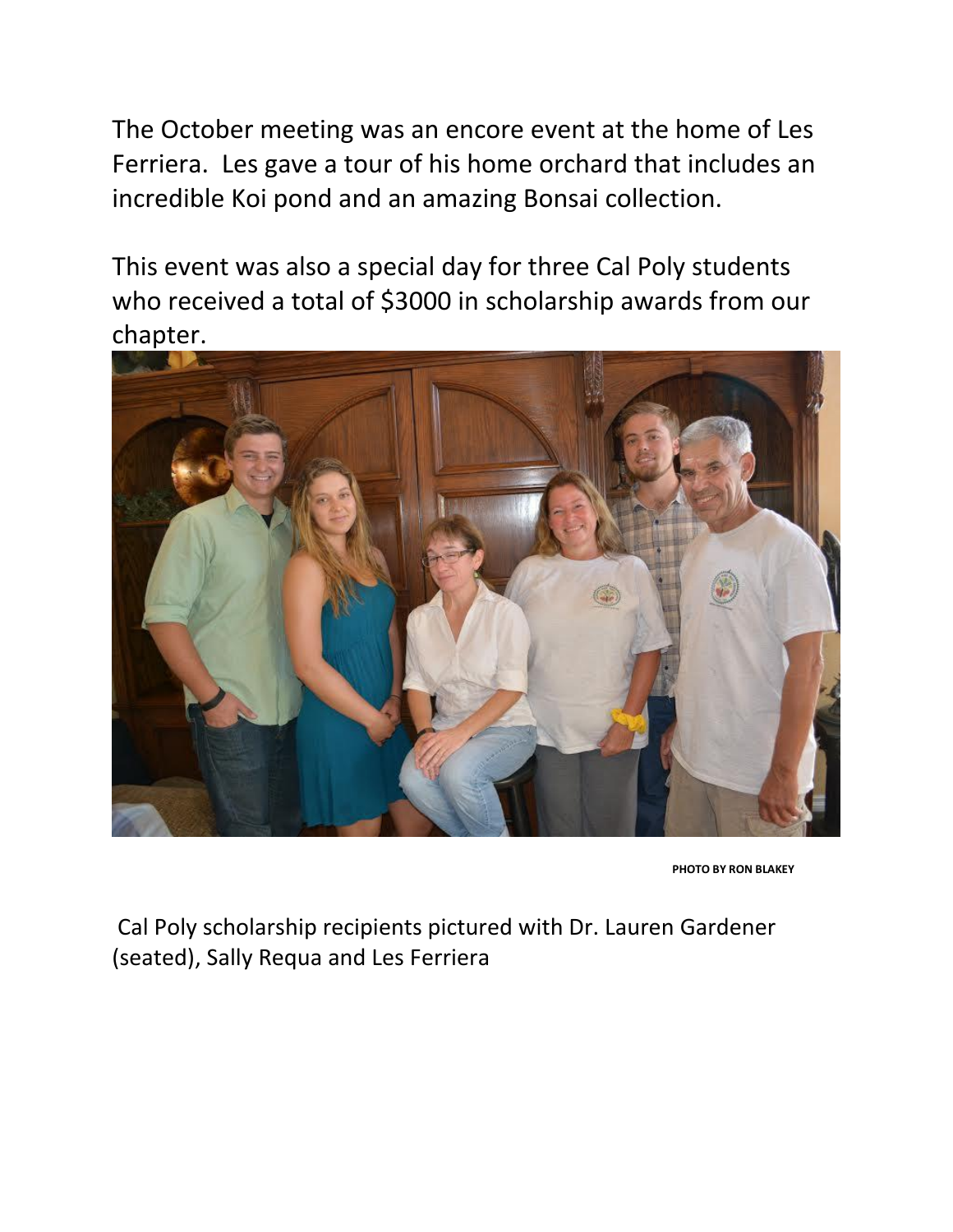The October meeting was an encore event at the home of Les Ferriera. Les gave a tour of his home orchard that includes an incredible Koi pond and an amazing Bonsai collection.

This event was also a special day for three Cal Poly students who received a total of $3000 in scholarship awards from our chapter.

PHOTO BY RON BLAKEY

Cal Poly scholarship recipients pictured with Dr. Lauren Gardener (seated), Sally Requa and Les Ferriera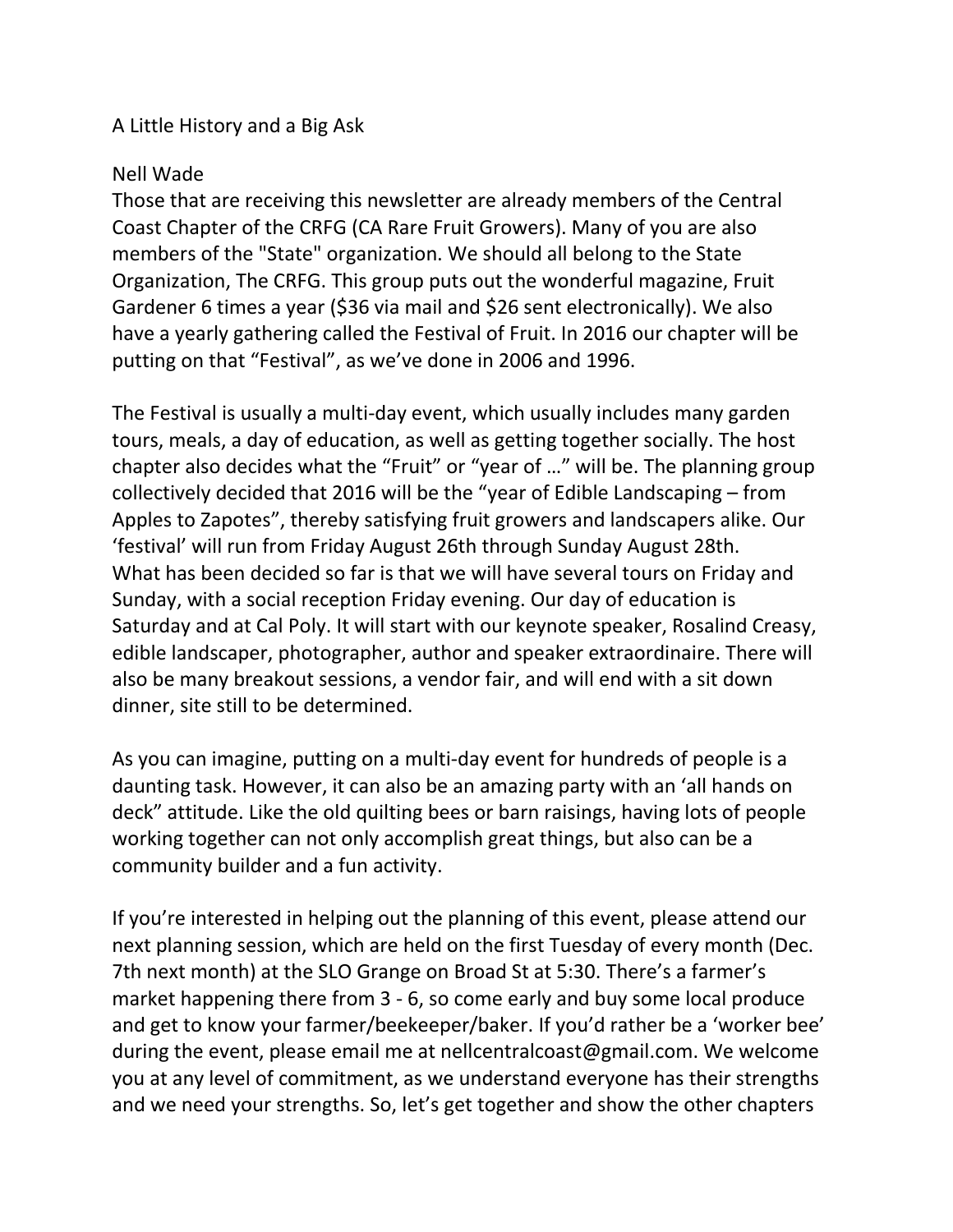## A Little History and a Big Ask

Nell Wade

Those that are receiving this newsletter are already members of the Central Coast Chapter of the CRFG (CA Rare Fruit Growers). Many of you are also members of the "State" organization. We should all belong to the State Organization, The CRFG. This group puts out the wonderful magazine, Fruit Gardener 6 times a year ($36 via mail and $26 sent electronically). We also have a yearly gathering called the Festival of Fruit. In 2016 our chapter will be putting on that "Festival", as we've done in 2006 and 1996.

The Festival is usually a multi-day event, which usually includes many garden tours, meals, a day of education, as well as getting together socially. The host chapter also decides what the "Fruit" or "year of …" will be. The planning group collectively decided that 2016 will be the "year of Edible Landscaping – from Apples to Zapotes", thereby satisfying fruit growers and landscapers alike. Our 'festival' will run from Friday August 26th through Sunday August 28th. What has been decided so far is that we will have several tours on Friday and Sunday, with a social reception Friday evening. Our day of education is Saturday and at Cal Poly. It will start with our keynote speaker, Rosalind Creasy, edible landscaper, photographer, author and speaker extraordinaire. There will also be many breakout sessions, a vendor fair, and will end with a sit down dinner, site still to be determined.

As you can imagine, putting on a multi-day event for hundreds of people is a daunting task. However, it can also be an amazing party with an 'all hands on deck" attitude. Like the old quilting bees or barn raisings, having lots of people working together can not only accomplish great things, but also can be a community builder and a fun activity.

If you're interested in helping out the planning of this event, please attend our next planning session, which are held on the first Tuesday of every month (Dec. 7th next month) at the SLO Grange on Broad St at 5:30. There's a farmer's market happening there from 3 - 6, so come early and buy some local produce and get to know your farmer/beekeeper/baker. If you'd rather be a 'worker bee' during the event, please email me at nellcentralcoast@gmail.com. We welcome you at any level of commitment, as we understand everyone has their strengths and we need your strengths. So, let's get together and show the other chapters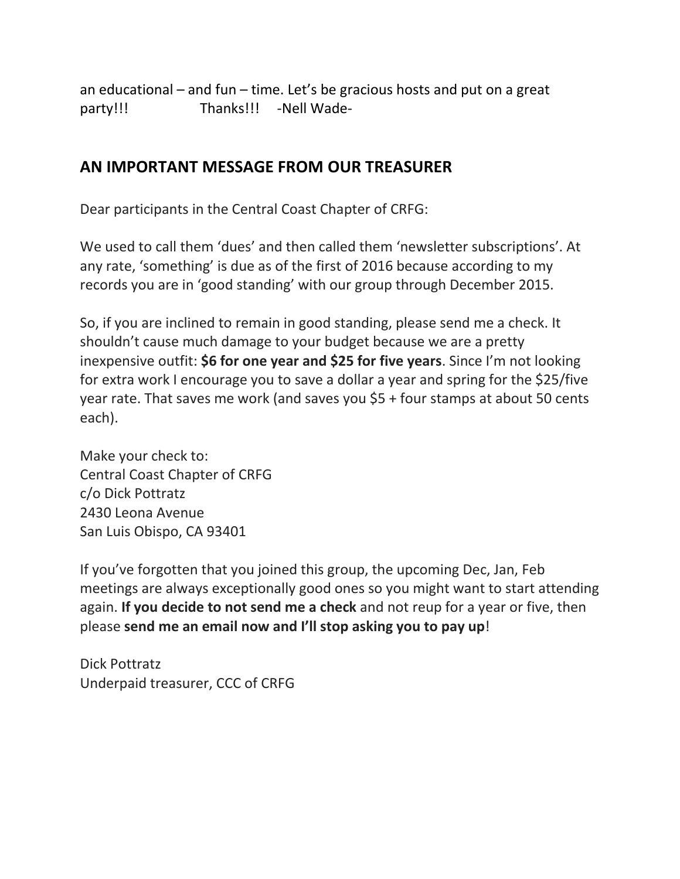an educational – and fun – time. Let's be gracious hosts and put on a great party!!! Thanks!!! -Nell Wade-

## AN IMPORTANT MESSAGE FROM OUR TREASURER

Dear participants in the Central Coast Chapter of CRFG:

We used to call them 'dues' and then called them 'newsletter subscriptions'. At any rate, 'something' is due as of the first of 2016 because according to my records you are in 'good standing' with our group through December 2015.

So, if you are inclined to remain in good standing, please send me a check. It shouldn't cause much damage to your budget because we are a pretty inexpensive outfit: **$6 for one year and $25 for five years**. Since I'm not looking for extra work I encourage you to save a dollar a year and spring for the $25/five year rate. That saves me work (and saves you $5 + four stamps at about 50 cents each).

Make your check to:
Central Coast Chapter of CRFG
c/o Dick Pottratz
2430 Leona Avenue
San Luis Obispo, CA 93401

If you've forgotten that you joined this group, the upcoming Dec, Jan, Feb meetings are always exceptionally good ones so you might want to start attending again. **If you decide to not send me a check** and not reup for a year or five, then please **send me an email now and I'll stop asking you to pay up**!

Dick Pottratz
Underpaid treasurer, CCC of CRFG